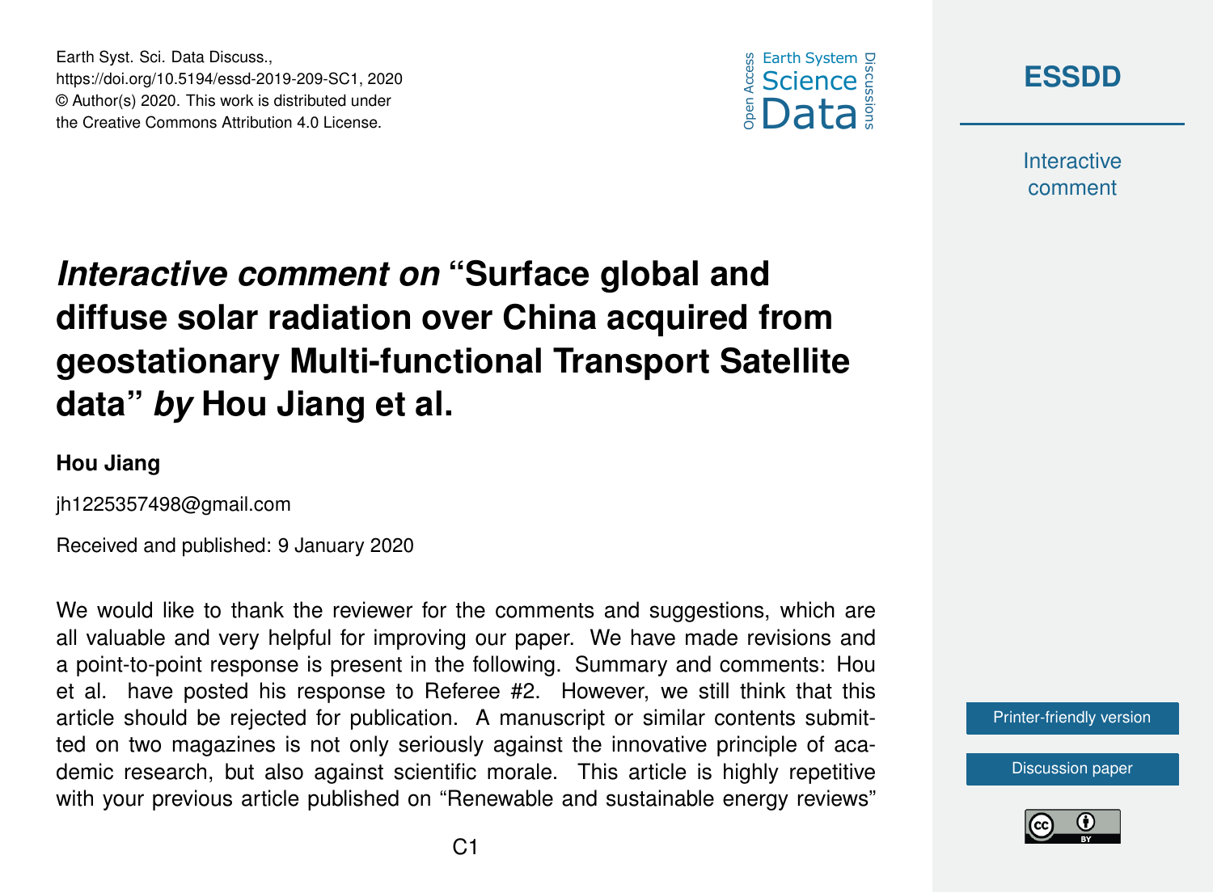# *Interactive comment on* "Surface global and diffuse solar radiation over China acquired from geostationary Multi-functional Transport Satellite data" *by* Hou Jiang et al.

**Hou Jiang**

jh1225357498@gmail.com

Received and published: 9 January 2020

We would like to thank the reviewer for the comments and suggestions, which are all valuable and very helpful for improving our paper. We have made revisions and a point-to-point response is present in the following. Summary and comments: Hou et al. have posted his response to Referee #2. However, we still think that this article should be rejected for publication. A manuscript or similar contents submitted on two magazines is not only seriously against the innovative principle of academic research, but also against scientific morale. This article is highly repetitive with your previous article published on "Renewable and sustainable energy reviews"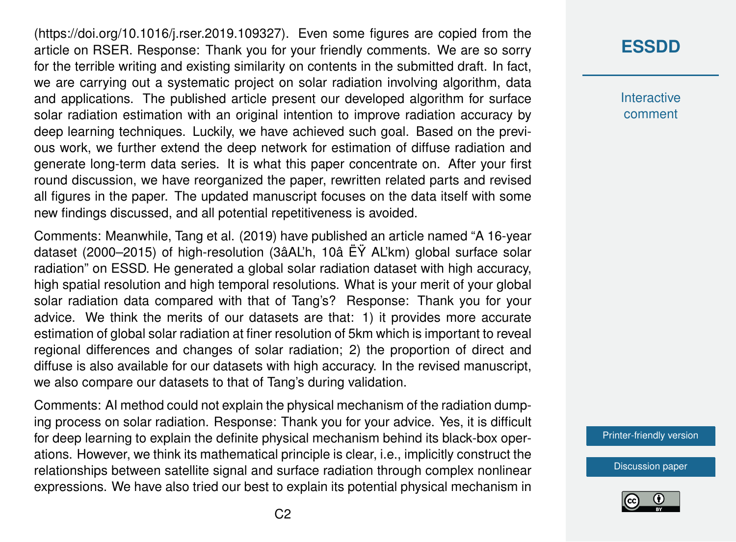(https://doi.org/10.1016/j.rser.2019.109327). Even some figures are copied from the article on RSER. Response: Thank you for your friendly comments. We are so sorry for the terrible writing and existing similarity on contents in the submitted draft. In fact, we are carrying out a systematic project on solar radiation involving algorithm, data and applications. The published article present our developed algorithm for surface solar radiation estimation with an original intention to improve radiation accuracy by deep learning techniques. Luckily, we have achieved such goal. Based on the previous work, we further extend the deep network for estimation of diffuse radiation and generate long-term data series. It is what this paper concentrate on. After your first round discussion, we have reorganized the paper, rewritten related parts and revised all figures in the paper. The updated manuscript focuses on the data itself with some new findings discussed, and all potential repetitiveness is avoided.

Comments: Meanwhile, Tang et al. (2019) have published an article named "A 16-year dataset (2000–2015) of high-resolution (3âAL'h, 10â ËŸ AL'km) global surface solar radiation" on ESSD. He generated a global solar radiation dataset with high accuracy, high spatial resolution and high temporal resolutions. What is your merit of your global solar radiation data compared with that of Tang's? Response: Thank you for your advice. We think the merits of our datasets are that: 1) it provides more accurate estimation of global solar radiation at finer resolution of 5km which is important to reveal regional differences and changes of solar radiation; 2) the proportion of direct and diffuse is also available for our datasets with high accuracy. In the revised manuscript, we also compare our datasets to that of Tang's during validation.

Comments: AI method could not explain the physical mechanism of the radiation dumping process on solar radiation. Response: Thank you for your advice. Yes, it is difficult for deep learning to explain the definite physical mechanism behind its black-box operations. However, we think its mathematical principle is clear, i.e., implicitly construct the relationships between satellite signal and surface radiation through complex nonlinear expressions. We have also tried our best to explain its potential physical mechanism in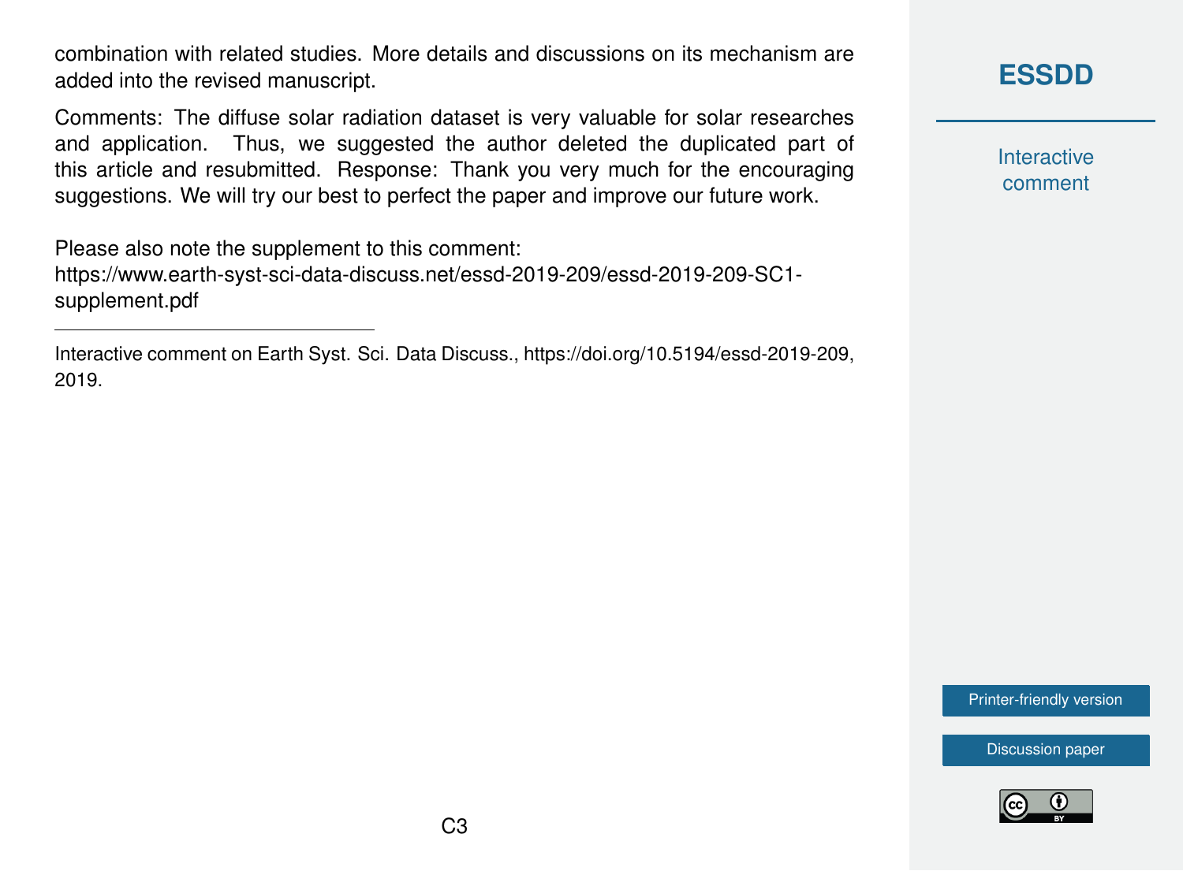combination with related studies. More details and discussions on its mechanism are added into the revised manuscript.

Comments: The diffuse solar radiation dataset is very valuable for solar researches and application. Thus, we suggested the author deleted the duplicated part of this article and resubmitted. Response: Thank you very much for the encouraging suggestions. We will try our best to perfect the paper and improve our future work.

Please also note the supplement to this comment:
https://www.earth-syst-sci-data-discuss.net/essd-2019-209/essd-2019-209-SC1-supplement.pdf

---

Interactive comment on Earth Syst. Sci. Data Discuss., https://doi.org/10.5194/essd-2019-209, 2019.